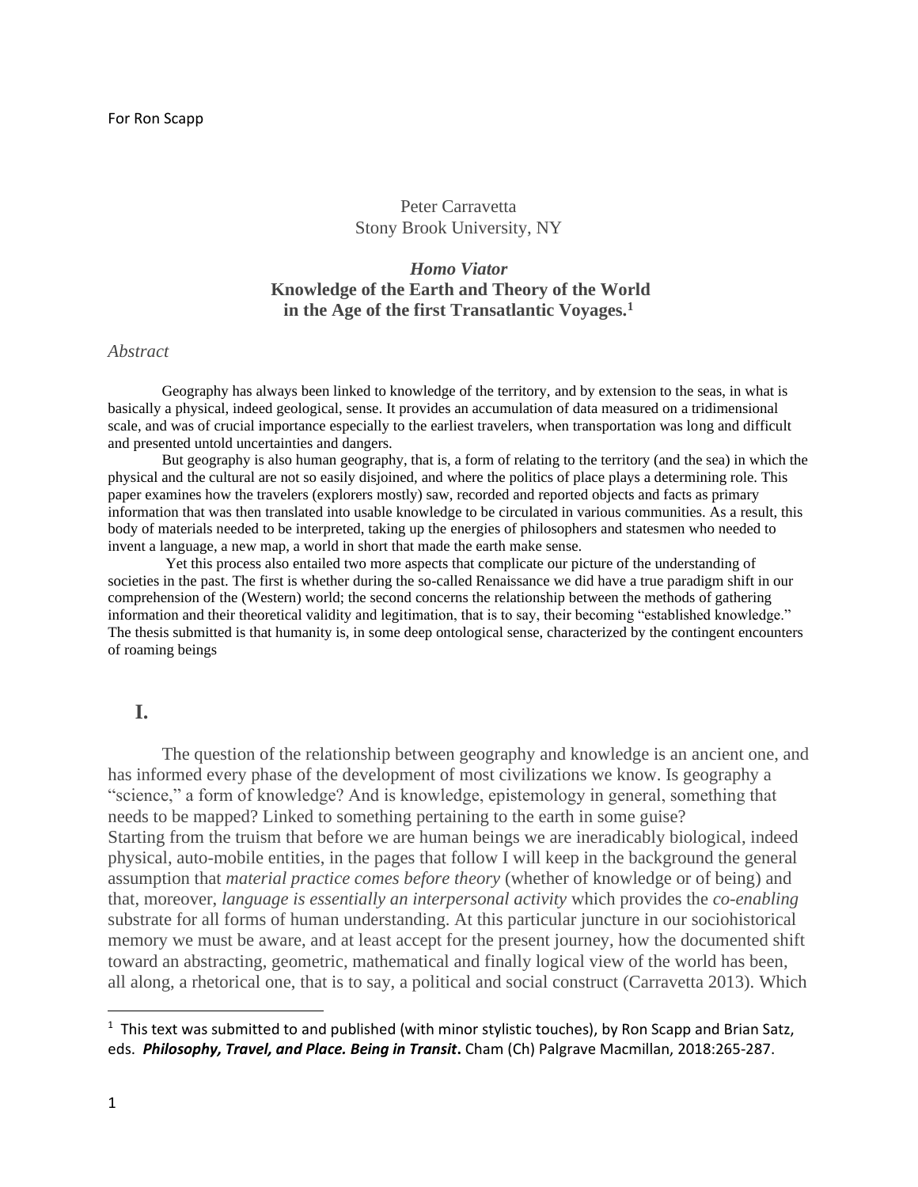For Ron Scapp

Peter Carravetta
Stony Brook University, NY

# *Homo Viator*
# Knowledge of the Earth and Theory of the World in the Age of the first Transatlantic Voyages.[1]

*Abstract*

Geography has always been linked to knowledge of the territory, and by extension to the seas, in what is basically a physical, indeed geological, sense. It provides an accumulation of data measured on a tridimensional scale, and was of crucial importance especially to the earliest travelers, when transportation was long and difficult and presented untold uncertainties and dangers.

But geography is also human geography, that is, a form of relating to the territory (and the sea) in which the physical and the cultural are not so easily disjoined, and where the politics of place plays a determining role. This paper examines how the travelers (explorers mostly) saw, recorded and reported objects and facts as primary information that was then translated into usable knowledge to be circulated in various communities. As a result, this body of materials needed to be interpreted, taking up the energies of philosophers and statesmen who needed to invent a language, a new map, a world in short that made the earth make sense.

Yet this process also entailed two more aspects that complicate our picture of the understanding of societies in the past. The first is whether during the so-called Renaissance we did have a true paradigm shift in our comprehension of the (Western) world; the second concerns the relationship between the methods of gathering information and their theoretical validity and legitimation, that is to say, their becoming "established knowledge." The thesis submitted is that humanity is, in some deep ontological sense, characterized by the contingent encounters of roaming beings

## I.

The question of the relationship between geography and knowledge is an ancient one, and has informed every phase of the development of most civilizations we know. Is geography a "science," a form of knowledge? And is knowledge, epistemology in general, something that needs to be mapped? Linked to something pertaining to the earth in some guise?

Starting from the truism that before we are human beings we are ineradicably biological, indeed physical, auto-mobile entities, in the pages that follow I will keep in the background the general assumption that *material practice comes before theory* (whether of knowledge or of being) and that, moreover, *language is essentially an interpersonal activity* which provides the *co-enabling* substrate for all forms of human understanding. At this particular juncture in our sociohistorical memory we must be aware, and at least accept for the present journey, how the documented shift toward an abstracting, geometric, mathematical and finally logical view of the world has been, all along, a rhetorical one, that is to say, a political and social construct (Carravetta 2013). Which

---

[1] This text was submitted to and published (with minor stylistic touches), by Ron Scapp and Brian Satz, eds. ***Philosophy, Travel, and Place. Being in Transit*.** Cham (Ch) Palgrave Macmillan, 2018:265-287.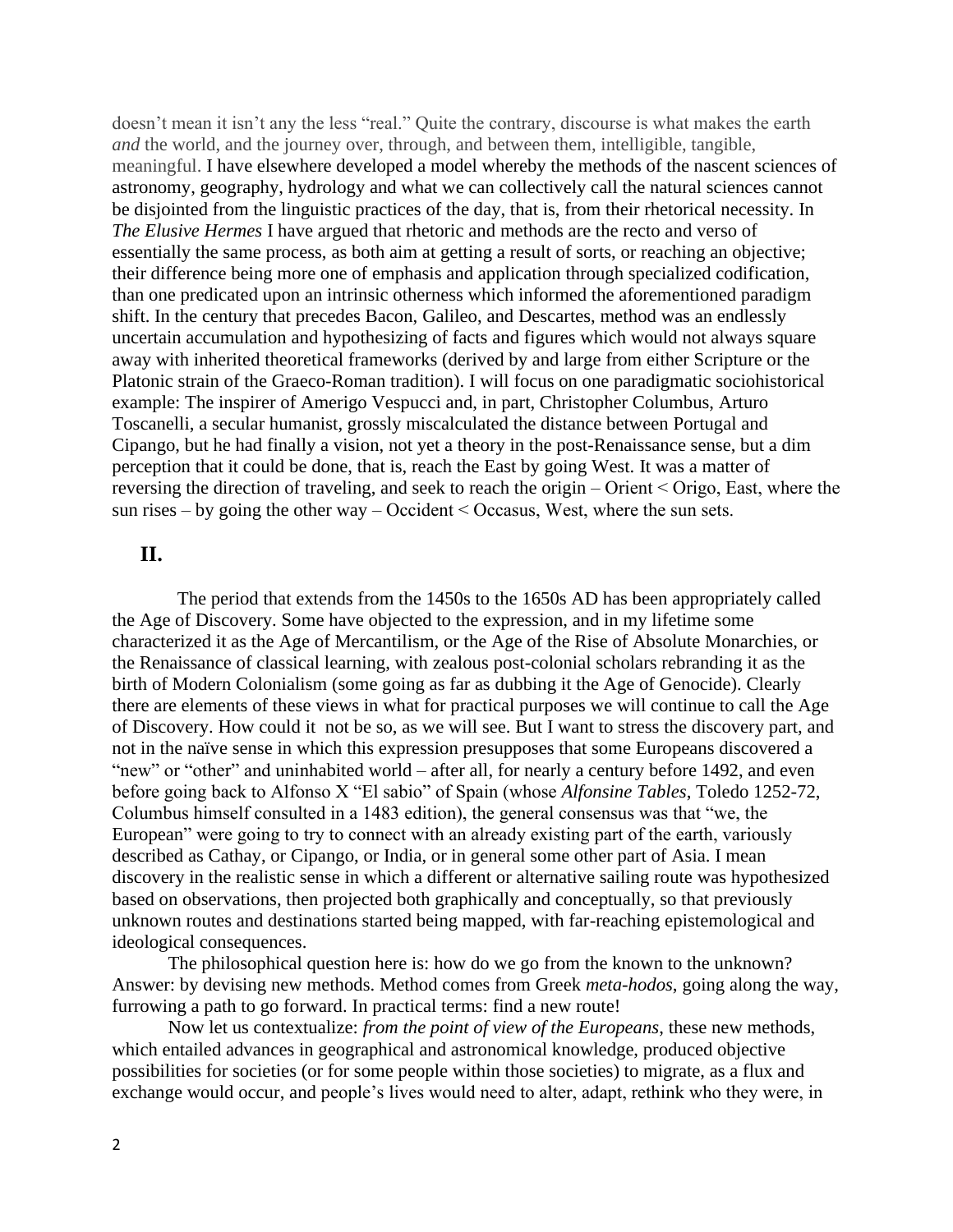doesn't mean it isn't any the less "real." Quite the contrary, discourse is what makes the earth *and* the world, and the journey over, through, and between them, intelligible, tangible, meaningful. I have elsewhere developed a model whereby the methods of the nascent sciences of astronomy, geography, hydrology and what we can collectively call the natural sciences cannot be disjointed from the linguistic practices of the day, that is, from their rhetorical necessity. In *The Elusive Hermes* I have argued that rhetoric and methods are the recto and verso of essentially the same process, as both aim at getting a result of sorts, or reaching an objective; their difference being more one of emphasis and application through specialized codification, than one predicated upon an intrinsic otherness which informed the aforementioned paradigm shift. In the century that precedes Bacon, Galileo, and Descartes, method was an endlessly uncertain accumulation and hypothesizing of facts and figures which would not always square away with inherited theoretical frameworks (derived by and large from either Scripture or the Platonic strain of the Graeco-Roman tradition). I will focus on one paradigmatic sociohistorical example: The inspirer of Amerigo Vespucci and, in part, Christopher Columbus, Arturo Toscanelli, a secular humanist, grossly miscalculated the distance between Portugal and Cipango, but he had finally a vision, not yet a theory in the post-Renaissance sense, but a dim perception that it could be done, that is, reach the East by going West. It was a matter of reversing the direction of traveling, and seek to reach the origin – Orient < Origo, East, where the sun rises – by going the other way – Occident < Occasus, West, where the sun sets.

## II.

The period that extends from the 1450s to the 1650s AD has been appropriately called the Age of Discovery. Some have objected to the expression, and in my lifetime some characterized it as the Age of Mercantilism, or the Age of the Rise of Absolute Monarchies, or the Renaissance of classical learning, with zealous post-colonial scholars rebranding it as the birth of Modern Colonialism (some going as far as dubbing it the Age of Genocide). Clearly there are elements of these views in what for practical purposes we will continue to call the Age of Discovery. How could it not be so, as we will see. But I want to stress the discovery part, and not in the naïve sense in which this expression presupposes that some Europeans discovered a "new" or "other" and uninhabited world – after all, for nearly a century before 1492, and even before going back to Alfonso X "El sabio" of Spain (whose *Alfonsine Tables*, Toledo 1252-72, Columbus himself consulted in a 1483 edition), the general consensus was that "we, the European" were going to try to connect with an already existing part of the earth, variously described as Cathay, or Cipango, or India, or in general some other part of Asia. I mean discovery in the realistic sense in which a different or alternative sailing route was hypothesized based on observations, then projected both graphically and conceptually, so that previously unknown routes and destinations started being mapped, with far-reaching epistemological and ideological consequences.

The philosophical question here is: how do we go from the known to the unknown? Answer: by devising new methods. Method comes from Greek *meta-hodos*, going along the way, furrowing a path to go forward. In practical terms: find a new route!

Now let us contextualize: *from the point of view of the Europeans*, these new methods, which entailed advances in geographical and astronomical knowledge, produced objective possibilities for societies (or for some people within those societies) to migrate, as a flux and exchange would occur, and people's lives would need to alter, adapt, rethink who they were, in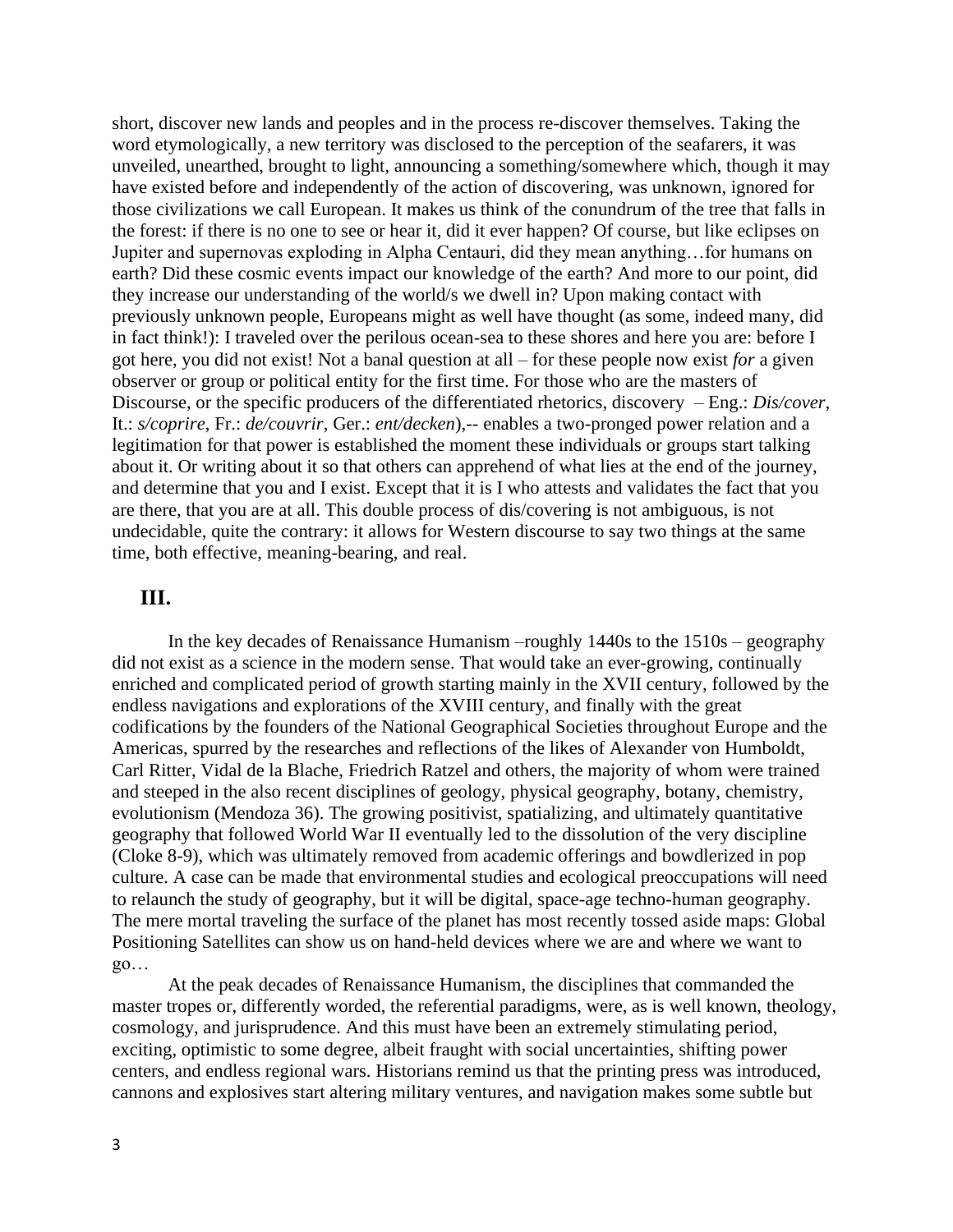short, discover new lands and peoples and in the process re-discover themselves. Taking the word etymologically, a new territory was disclosed to the perception of the seafarers, it was unveiled, unearthed, brought to light, announcing a something/somewhere which, though it may have existed before and independently of the action of discovering, was unknown, ignored for those civilizations we call European. It makes us think of the conundrum of the tree that falls in the forest: if there is no one to see or hear it, did it ever happen? Of course, but like eclipses on Jupiter and supernovas exploding in Alpha Centauri, did they mean anything…for humans on earth? Did these cosmic events impact our knowledge of the earth? And more to our point, did they increase our understanding of the world/s we dwell in? Upon making contact with previously unknown people, Europeans might as well have thought (as some, indeed many, did in fact think!): I traveled over the perilous ocean-sea to these shores and here you are: before I got here, you did not exist! Not a banal question at all – for these people now exist *for* a given observer or group or political entity for the first time. For those who are the masters of Discourse, or the specific producers of the differentiated rhetorics, discovery – Eng.: *Dis/cover,* It.: *s/coprire,* Fr.: *de/couvrir*, Ger.: *ent/decken*),-- enables a two-pronged power relation and a legitimation for that power is established the moment these individuals or groups start talking about it. Or writing about it so that others can apprehend of what lies at the end of the journey, and determine that you and I exist. Except that it is I who attests and validates the fact that you are there, that you are at all. This double process of dis/covering is not ambiguous, is not undecidable, quite the contrary: it allows for Western discourse to say two things at the same time, both effective, meaning-bearing, and real.

## III.

In the key decades of Renaissance Humanism –roughly 1440s to the 1510s – geography did not exist as a science in the modern sense. That would take an ever-growing, continually enriched and complicated period of growth starting mainly in the XVII century, followed by the endless navigations and explorations of the XVIII century, and finally with the great codifications by the founders of the National Geographical Societies throughout Europe and the Americas, spurred by the researches and reflections of the likes of Alexander von Humboldt, Carl Ritter, Vidal de la Blache, Friedrich Ratzel and others, the majority of whom were trained and steeped in the also recent disciplines of geology, physical geography, botany, chemistry, evolutionism (Mendoza 36). The growing positivist, spatializing, and ultimately quantitative geography that followed World War II eventually led to the dissolution of the very discipline (Cloke 8-9), which was ultimately removed from academic offerings and bowdlerized in pop culture. A case can be made that environmental studies and ecological preoccupations will need to relaunch the study of geography, but it will be digital, space-age techno-human geography. The mere mortal traveling the surface of the planet has most recently tossed aside maps: Global Positioning Satellites can show us on hand-held devices where we are and where we want to go…

At the peak decades of Renaissance Humanism, the disciplines that commanded the master tropes or, differently worded, the referential paradigms, were, as is well known, theology, cosmology, and jurisprudence. And this must have been an extremely stimulating period, exciting, optimistic to some degree, albeit fraught with social uncertainties, shifting power centers, and endless regional wars. Historians remind us that the printing press was introduced, cannons and explosives start altering military ventures, and navigation makes some subtle but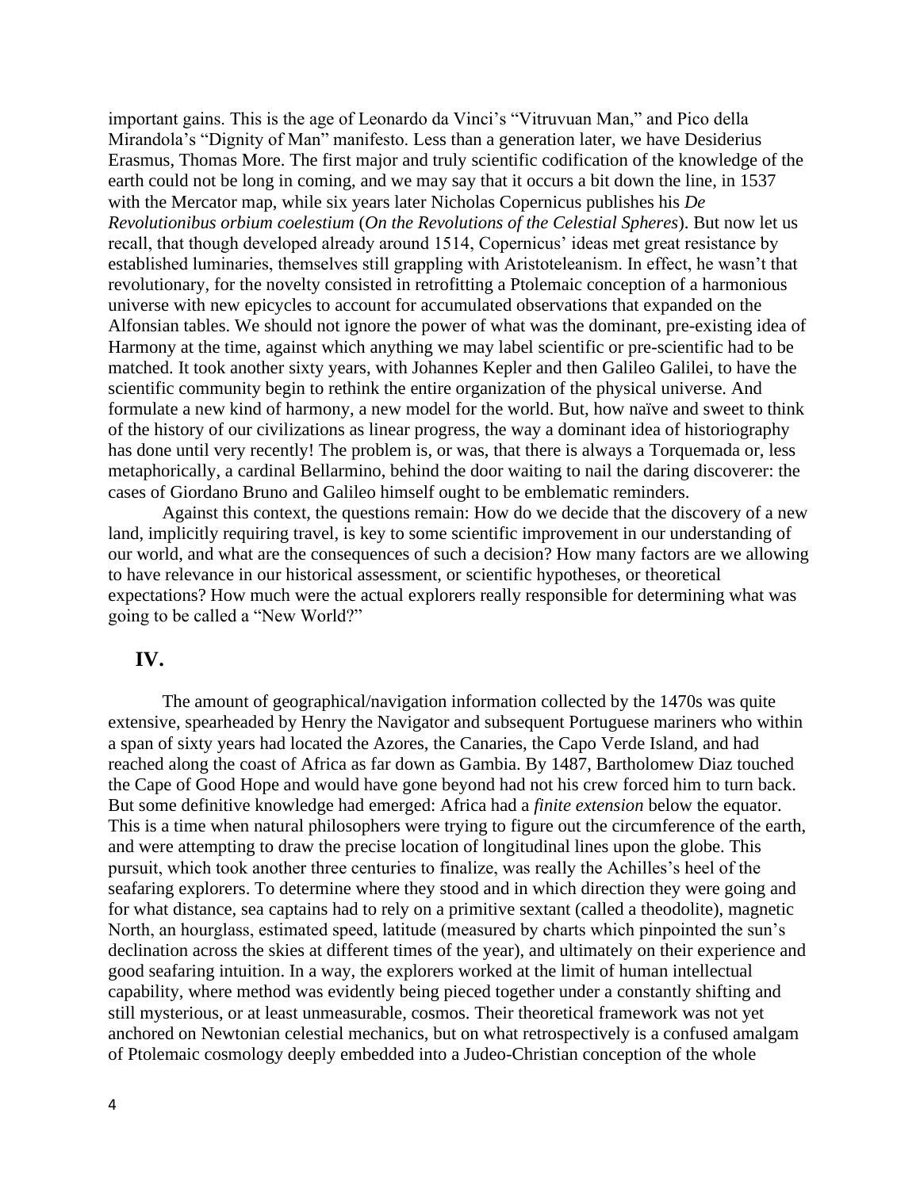important gains. This is the age of Leonardo da Vinci's "Vitruvuan Man," and Pico della Mirandola's "Dignity of Man" manifesto. Less than a generation later, we have Desiderius Erasmus, Thomas More. The first major and truly scientific codification of the knowledge of the earth could not be long in coming, and we may say that it occurs a bit down the line, in 1537 with the Mercator map, while six years later Nicholas Copernicus publishes his *De Revolutionibus orbium coelestium* (*On the Revolutions of the Celestial Spheres*). But now let us recall, that though developed already around 1514, Copernicus' ideas met great resistance by established luminaries, themselves still grappling with Aristoteleanism. In effect, he wasn't that revolutionary, for the novelty consisted in retrofitting a Ptolemaic conception of a harmonious universe with new epicycles to account for accumulated observations that expanded on the Alfonsian tables. We should not ignore the power of what was the dominant, pre-existing idea of Harmony at the time, against which anything we may label scientific or pre-scientific had to be matched. It took another sixty years, with Johannes Kepler and then Galileo Galilei, to have the scientific community begin to rethink the entire organization of the physical universe. And formulate a new kind of harmony, a new model for the world. But, how naïve and sweet to think of the history of our civilizations as linear progress, the way a dominant idea of historiography has done until very recently! The problem is, or was, that there is always a Torquemada or, less metaphorically, a cardinal Bellarmino, behind the door waiting to nail the daring discoverer: the cases of Giordano Bruno and Galileo himself ought to be emblematic reminders.

Against this context, the questions remain: How do we decide that the discovery of a new land, implicitly requiring travel, is key to some scientific improvement in our understanding of our world, and what are the consequences of such a decision? How many factors are we allowing to have relevance in our historical assessment, or scientific hypotheses, or theoretical expectations? How much were the actual explorers really responsible for determining what was going to be called a "New World?"

## IV.

The amount of geographical/navigation information collected by the 1470s was quite extensive, spearheaded by Henry the Navigator and subsequent Portuguese mariners who within a span of sixty years had located the Azores, the Canaries, the Capo Verde Island, and had reached along the coast of Africa as far down as Gambia. By 1487, Bartholomew Diaz touched the Cape of Good Hope and would have gone beyond had not his crew forced him to turn back. But some definitive knowledge had emerged: Africa had a *finite extension* below the equator. This is a time when natural philosophers were trying to figure out the circumference of the earth, and were attempting to draw the precise location of longitudinal lines upon the globe. This pursuit, which took another three centuries to finalize, was really the Achilles's heel of the seafaring explorers. To determine where they stood and in which direction they were going and for what distance, sea captains had to rely on a primitive sextant (called a theodolite), magnetic North, an hourglass, estimated speed, latitude (measured by charts which pinpointed the sun's declination across the skies at different times of the year), and ultimately on their experience and good seafaring intuition. In a way, the explorers worked at the limit of human intellectual capability, where method was evidently being pieced together under a constantly shifting and still mysterious, or at least unmeasurable, cosmos. Their theoretical framework was not yet anchored on Newtonian celestial mechanics, but on what retrospectively is a confused amalgam of Ptolemaic cosmology deeply embedded into a Judeo-Christian conception of the whole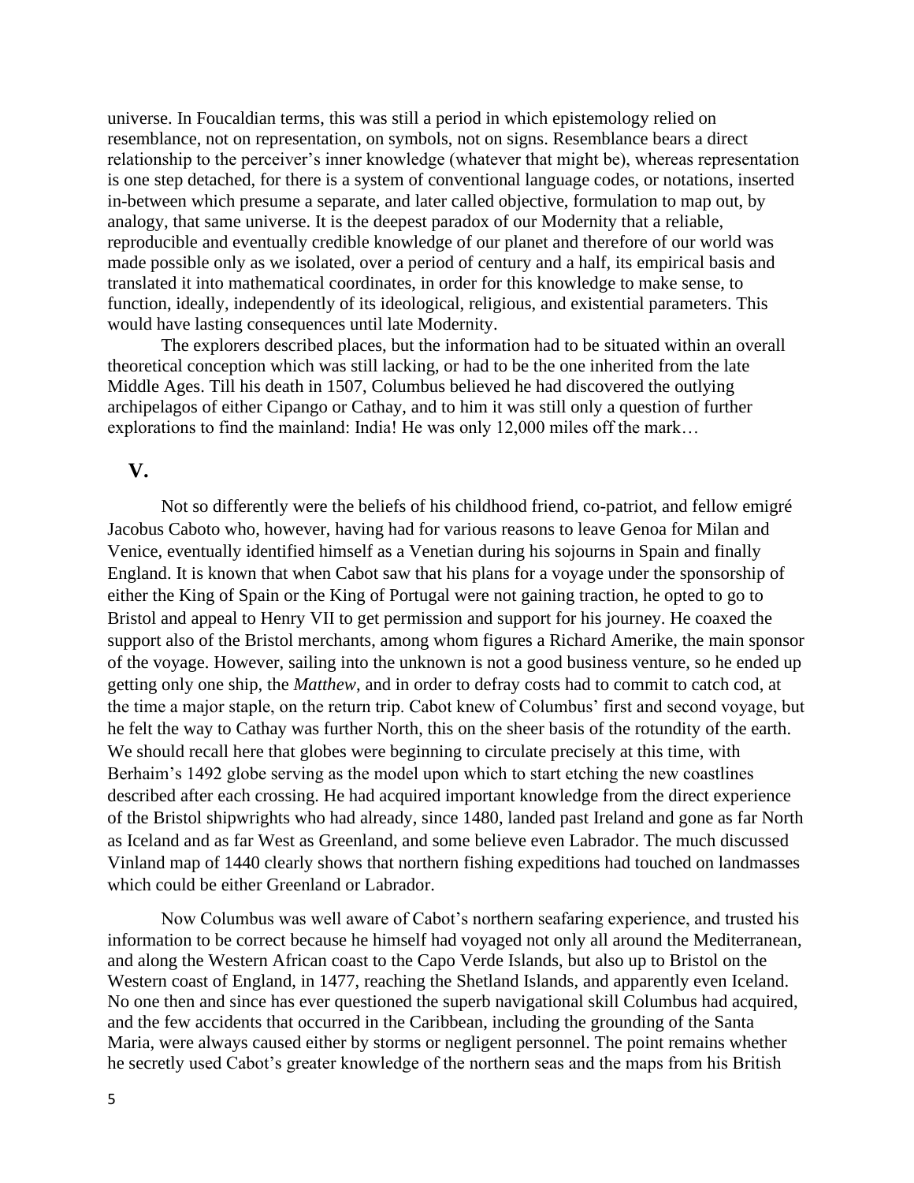universe. In Foucaldian terms, this was still a period in which epistemology relied on resemblance, not on representation, on symbols, not on signs. Resemblance bears a direct relationship to the perceiver's inner knowledge (whatever that might be), whereas representation is one step detached, for there is a system of conventional language codes, or notations, inserted in-between which presume a separate, and later called objective, formulation to map out, by analogy, that same universe. It is the deepest paradox of our Modernity that a reliable, reproducible and eventually credible knowledge of our planet and therefore of our world was made possible only as we isolated, over a period of century and a half, its empirical basis and translated it into mathematical coordinates, in order for this knowledge to make sense, to function, ideally, independently of its ideological, religious, and existential parameters. This would have lasting consequences until late Modernity.

The explorers described places, but the information had to be situated within an overall theoretical conception which was still lacking, or had to be the one inherited from the late Middle Ages. Till his death in 1507, Columbus believed he had discovered the outlying archipelagos of either Cipango or Cathay, and to him it was still only a question of further explorations to find the mainland: India! He was only 12,000 miles off the mark…

## V.

Not so differently were the beliefs of his childhood friend, co-patriot, and fellow emigré Jacobus Caboto who, however, having had for various reasons to leave Genoa for Milan and Venice, eventually identified himself as a Venetian during his sojourns in Spain and finally England. It is known that when Cabot saw that his plans for a voyage under the sponsorship of either the King of Spain or the King of Portugal were not gaining traction, he opted to go to Bristol and appeal to Henry VII to get permission and support for his journey. He coaxed the support also of the Bristol merchants, among whom figures a Richard Amerike, the main sponsor of the voyage. However, sailing into the unknown is not a good business venture, so he ended up getting only one ship, the *Matthew*, and in order to defray costs had to commit to catch cod, at the time a major staple, on the return trip. Cabot knew of Columbus' first and second voyage, but he felt the way to Cathay was further North, this on the sheer basis of the rotundity of the earth. We should recall here that globes were beginning to circulate precisely at this time, with Berhaim's 1492 globe serving as the model upon which to start etching the new coastlines described after each crossing. He had acquired important knowledge from the direct experience of the Bristol shipwrights who had already, since 1480, landed past Ireland and gone as far North as Iceland and as far West as Greenland, and some believe even Labrador. The much discussed Vinland map of 1440 clearly shows that northern fishing expeditions had touched on landmasses which could be either Greenland or Labrador.

Now Columbus was well aware of Cabot's northern seafaring experience, and trusted his information to be correct because he himself had voyaged not only all around the Mediterranean, and along the Western African coast to the Capo Verde Islands, but also up to Bristol on the Western coast of England, in 1477, reaching the Shetland Islands, and apparently even Iceland. No one then and since has ever questioned the superb navigational skill Columbus had acquired, and the few accidents that occurred in the Caribbean, including the grounding of the Santa Maria, were always caused either by storms or negligent personnel. The point remains whether he secretly used Cabot's greater knowledge of the northern seas and the maps from his British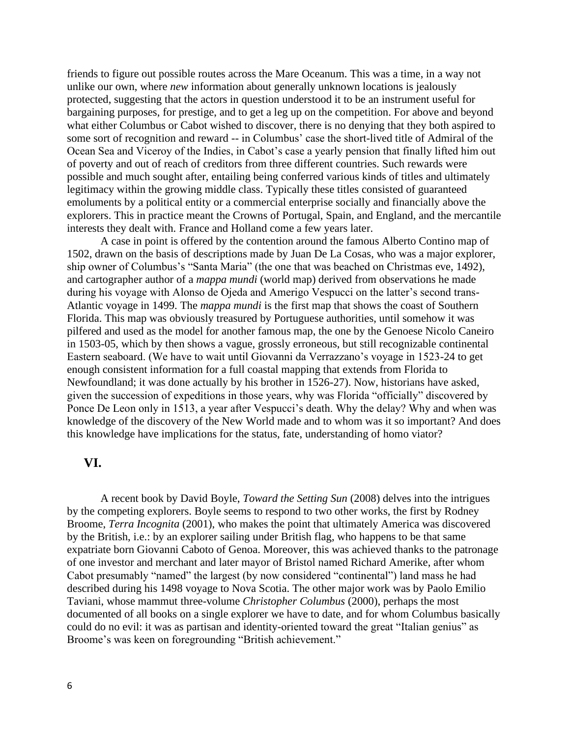friends to figure out possible routes across the Mare Oceanum. This was a time, in a way not unlike our own, where *new* information about generally unknown locations is jealously protected, suggesting that the actors in question understood it to be an instrument useful for bargaining purposes, for prestige, and to get a leg up on the competition. For above and beyond what either Columbus or Cabot wished to discover, there is no denying that they both aspired to some sort of recognition and reward -- in Columbus' case the short-lived title of Admiral of the Ocean Sea and Viceroy of the Indies, in Cabot's case a yearly pension that finally lifted him out of poverty and out of reach of creditors from three different countries. Such rewards were possible and much sought after, entailing being conferred various kinds of titles and ultimately legitimacy within the growing middle class. Typically these titles consisted of guaranteed emoluments by a political entity or a commercial enterprise socially and financially above the explorers. This in practice meant the Crowns of Portugal, Spain, and England, and the mercantile interests they dealt with. France and Holland come a few years later.

A case in point is offered by the contention around the famous Alberto Contino map of 1502, drawn on the basis of descriptions made by Juan De La Cosas, who was a major explorer, ship owner of Columbus's "Santa Maria" (the one that was beached on Christmas eve, 1492), and cartographer author of a *mappa mundi* (world map) derived from observations he made during his voyage with Alonso de Ojeda and Amerigo Vespucci on the latter's second trans-Atlantic voyage in 1499. The *mappa mundi* is the first map that shows the coast of Southern Florida. This map was obviously treasured by Portuguese authorities, until somehow it was pilfered and used as the model for another famous map, the one by the Genoese Nicolo Caneiro in 1503-05, which by then shows a vague, grossly erroneous, but still recognizable continental Eastern seaboard. (We have to wait until Giovanni da Verrazzano's voyage in 1523-24 to get enough consistent information for a full coastal mapping that extends from Florida to Newfoundland; it was done actually by his brother in 1526-27). Now, historians have asked, given the succession of expeditions in those years, why was Florida "officially" discovered by Ponce De Leon only in 1513, a year after Vespucci's death. Why the delay? Why and when was knowledge of the discovery of the New World made and to whom was it so important? And does this knowledge have implications for the status, fate, understanding of homo viator?

## VI.

A recent book by David Boyle, *Toward the Setting Sun* (2008) delves into the intrigues by the competing explorers. Boyle seems to respond to two other works, the first by Rodney Broome, *Terra Incognita* (2001), who makes the point that ultimately America was discovered by the British, i.e.: by an explorer sailing under British flag, who happens to be that same expatriate born Giovanni Caboto of Genoa. Moreover, this was achieved thanks to the patronage of one investor and merchant and later mayor of Bristol named Richard Amerike, after whom Cabot presumably "named" the largest (by now considered "continental") land mass he had described during his 1498 voyage to Nova Scotia. The other major work was by Paolo Emilio Taviani, whose mammut three-volume *Christopher Columbus* (2000), perhaps the most documented of all books on a single explorer we have to date, and for whom Columbus basically could do no evil: it was as partisan and identity-oriented toward the great "Italian genius" as Broome's was keen on foregrounding "British achievement."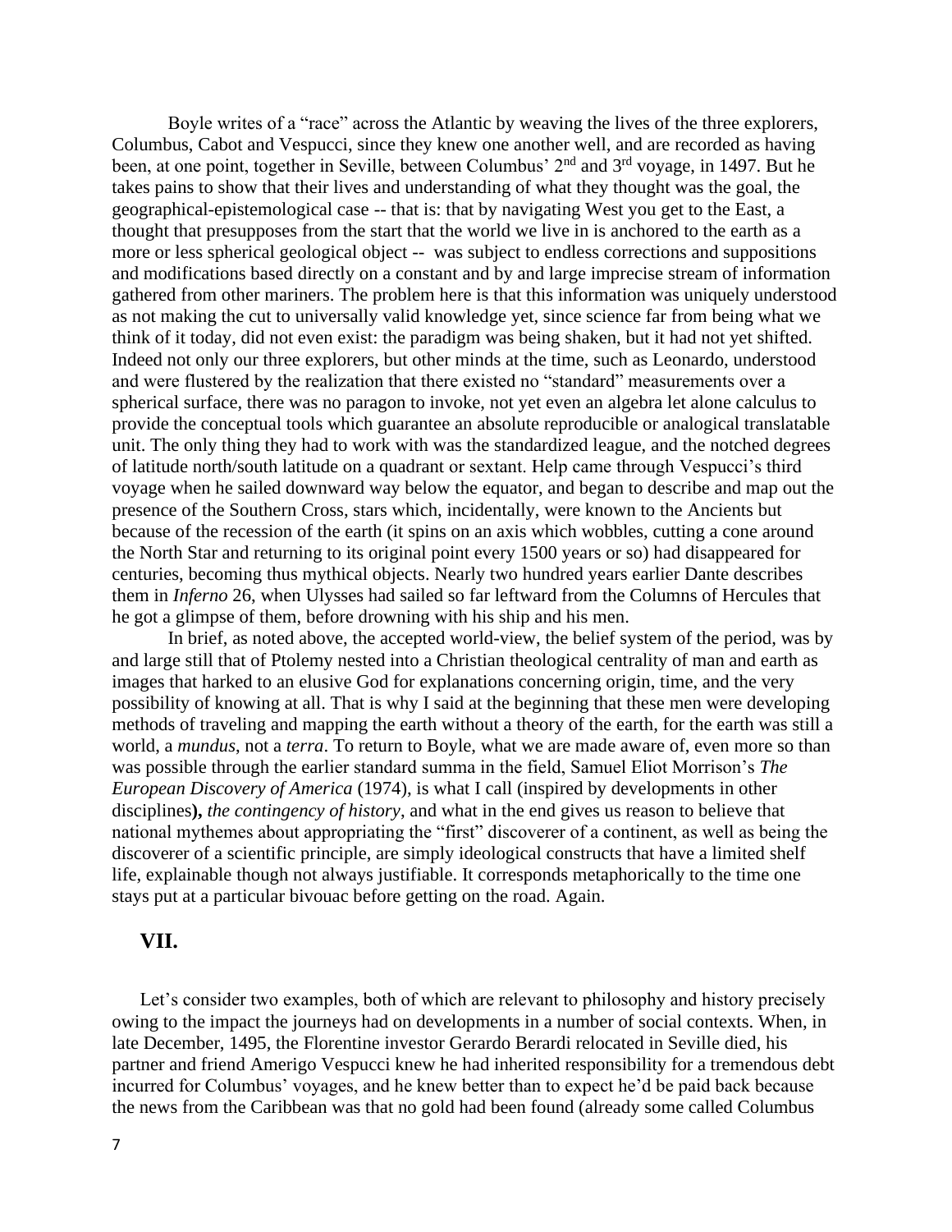Boyle writes of a "race" across the Atlantic by weaving the lives of the three explorers, Columbus, Cabot and Vespucci, since they knew one another well, and are recorded as having been, at one point, together in Seville, between Columbus' 2nd and 3rd voyage, in 1497. But he takes pains to show that their lives and understanding of what they thought was the goal, the geographical-epistemological case -- that is: that by navigating West you get to the East, a thought that presupposes from the start that the world we live in is anchored to the earth as a more or less spherical geological object -- was subject to endless corrections and suppositions and modifications based directly on a constant and by and large imprecise stream of information gathered from other mariners. The problem here is that this information was uniquely understood as not making the cut to universally valid knowledge yet, since science far from being what we think of it today, did not even exist: the paradigm was being shaken, but it had not yet shifted. Indeed not only our three explorers, but other minds at the time, such as Leonardo, understood and were flustered by the realization that there existed no "standard" measurements over a spherical surface, there was no paragon to invoke, not yet even an algebra let alone calculus to provide the conceptual tools which guarantee an absolute reproducible or analogical translatable unit. The only thing they had to work with was the standardized league, and the notched degrees of latitude north/south latitude on a quadrant or sextant. Help came through Vespucci's third voyage when he sailed downward way below the equator, and began to describe and map out the presence of the Southern Cross, stars which, incidentally, were known to the Ancients but because of the recession of the earth (it spins on an axis which wobbles, cutting a cone around the North Star and returning to its original point every 1500 years or so) had disappeared for centuries, becoming thus mythical objects. Nearly two hundred years earlier Dante describes them in *Inferno* 26, when Ulysses had sailed so far leftward from the Columns of Hercules that he got a glimpse of them, before drowning with his ship and his men.

In brief, as noted above, the accepted world-view, the belief system of the period, was by and large still that of Ptolemy nested into a Christian theological centrality of man and earth as images that harked to an elusive God for explanations concerning origin, time, and the very possibility of knowing at all. That is why I said at the beginning that these men were developing methods of traveling and mapping the earth without a theory of the earth, for the earth was still a world, a *mundus*, not a *terra*. To return to Boyle, what we are made aware of, even more so than was possible through the earlier standard summa in the field, Samuel Eliot Morrison's *The European Discovery of America* (1974), is what I call (inspired by developments in other disciplines**),** *the contingency of history*, and what in the end gives us reason to believe that national mythemes about appropriating the "first" discoverer of a continent, as well as being the discoverer of a scientific principle, are simply ideological constructs that have a limited shelf life, explainable though not always justifiable. It corresponds metaphorically to the time one stays put at a particular bivouac before getting on the road. Again.

## VII.

Let's consider two examples, both of which are relevant to philosophy and history precisely owing to the impact the journeys had on developments in a number of social contexts. When, in late December, 1495, the Florentine investor Gerardo Berardi relocated in Seville died, his partner and friend Amerigo Vespucci knew he had inherited responsibility for a tremendous debt incurred for Columbus' voyages, and he knew better than to expect he'd be paid back because the news from the Caribbean was that no gold had been found (already some called Columbus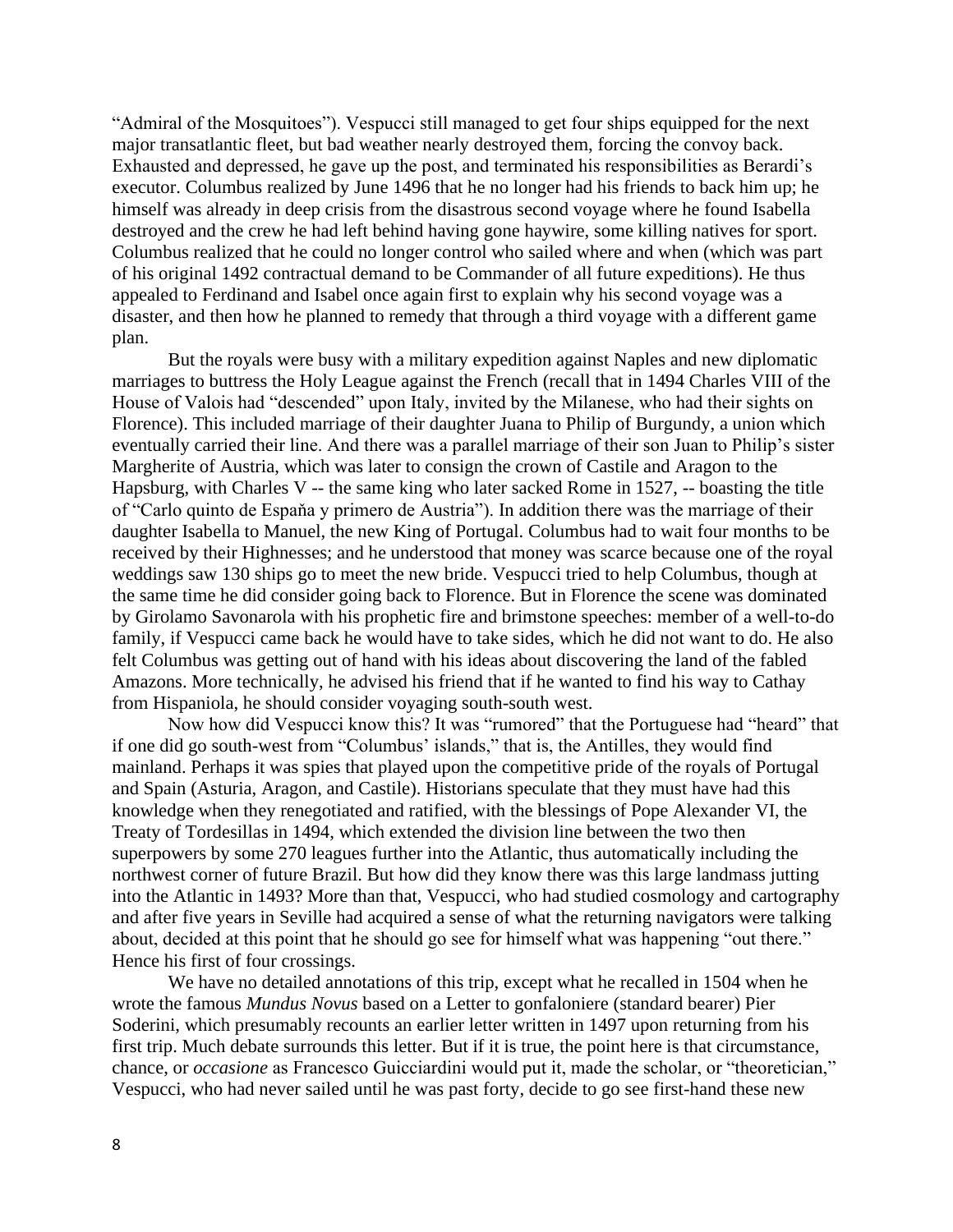"Admiral of the Mosquitoes"). Vespucci still managed to get four ships equipped for the next major transatlantic fleet, but bad weather nearly destroyed them, forcing the convoy back. Exhausted and depressed, he gave up the post, and terminated his responsibilities as Berardi's executor. Columbus realized by June 1496 that he no longer had his friends to back him up; he himself was already in deep crisis from the disastrous second voyage where he found Isabella destroyed and the crew he had left behind having gone haywire, some killing natives for sport. Columbus realized that he could no longer control who sailed where and when (which was part of his original 1492 contractual demand to be Commander of all future expeditions). He thus appealed to Ferdinand and Isabel once again first to explain why his second voyage was a disaster, and then how he planned to remedy that through a third voyage with a different game plan.

But the royals were busy with a military expedition against Naples and new diplomatic marriages to buttress the Holy League against the French (recall that in 1494 Charles VIII of the House of Valois had "descended" upon Italy, invited by the Milanese, who had their sights on Florence). This included marriage of their daughter Juana to Philip of Burgundy, a union which eventually carried their line. And there was a parallel marriage of their son Juan to Philip's sister Margherite of Austria, which was later to consign the crown of Castile and Aragon to the Hapsburg, with Charles V -- the same king who later sacked Rome in 1527, -- boasting the title of "Carlo quinto de Espaňa y primero de Austria"). In addition there was the marriage of their daughter Isabella to Manuel, the new King of Portugal. Columbus had to wait four months to be received by their Highnesses; and he understood that money was scarce because one of the royal weddings saw 130 ships go to meet the new bride. Vespucci tried to help Columbus, though at the same time he did consider going back to Florence. But in Florence the scene was dominated by Girolamo Savonarola with his prophetic fire and brimstone speeches: member of a well-to-do family, if Vespucci came back he would have to take sides, which he did not want to do. He also felt Columbus was getting out of hand with his ideas about discovering the land of the fabled Amazons. More technically, he advised his friend that if he wanted to find his way to Cathay from Hispaniola, he should consider voyaging south-south west.

Now how did Vespucci know this? It was "rumored" that the Portuguese had "heard" that if one did go south-west from "Columbus' islands," that is, the Antilles, they would find mainland. Perhaps it was spies that played upon the competitive pride of the royals of Portugal and Spain (Asturia, Aragon, and Castile). Historians speculate that they must have had this knowledge when they renegotiated and ratified, with the blessings of Pope Alexander VI, the Treaty of Tordesillas in 1494, which extended the division line between the two then superpowers by some 270 leagues further into the Atlantic, thus automatically including the northwest corner of future Brazil. But how did they know there was this large landmass jutting into the Atlantic in 1493? More than that, Vespucci, who had studied cosmology and cartography and after five years in Seville had acquired a sense of what the returning navigators were talking about, decided at this point that he should go see for himself what was happening "out there." Hence his first of four crossings.

We have no detailed annotations of this trip, except what he recalled in 1504 when he wrote the famous *Mundus Novus* based on a Letter to gonfaloniere (standard bearer) Pier Soderini, which presumably recounts an earlier letter written in 1497 upon returning from his first trip. Much debate surrounds this letter. But if it is true, the point here is that circumstance, chance, or *occasione* as Francesco Guicciardini would put it, made the scholar, or "theoretician," Vespucci, who had never sailed until he was past forty, decide to go see first-hand these new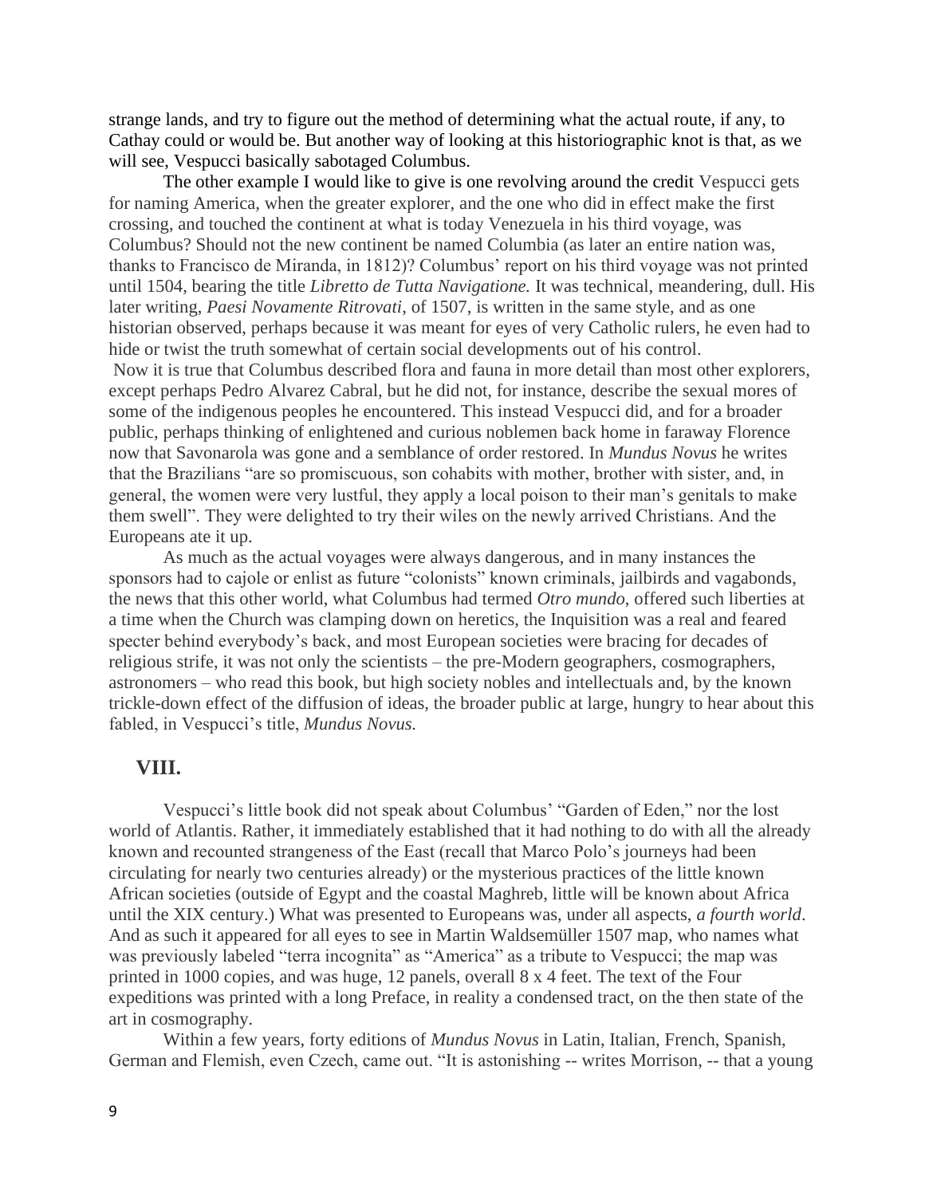strange lands, and try to figure out the method of determining what the actual route, if any, to Cathay could or would be. But another way of looking at this historiographic knot is that, as we will see, Vespucci basically sabotaged Columbus.

The other example I would like to give is one revolving around the credit Vespucci gets for naming America, when the greater explorer, and the one who did in effect make the first crossing, and touched the continent at what is today Venezuela in his third voyage, was Columbus? Should not the new continent be named Columbia (as later an entire nation was, thanks to Francisco de Miranda, in 1812)? Columbus' report on his third voyage was not printed until 1504, bearing the title *Libretto de Tutta Navigatione.* It was technical, meandering, dull. His later writing, *Paesi Novamente Ritrovati,* of 1507, is written in the same style, and as one historian observed, perhaps because it was meant for eyes of very Catholic rulers, he even had to hide or twist the truth somewhat of certain social developments out of his control.

Now it is true that Columbus described flora and fauna in more detail than most other explorers, except perhaps Pedro Alvarez Cabral, but he did not, for instance, describe the sexual mores of some of the indigenous peoples he encountered. This instead Vespucci did, and for a broader public, perhaps thinking of enlightened and curious noblemen back home in faraway Florence now that Savonarola was gone and a semblance of order restored. In *Mundus Novus* he writes that the Brazilians "are so promiscuous, son cohabits with mother, brother with sister, and, in general, the women were very lustful, they apply a local poison to their man's genitals to make them swell". They were delighted to try their wiles on the newly arrived Christians. And the Europeans ate it up.

As much as the actual voyages were always dangerous, and in many instances the sponsors had to cajole or enlist as future "colonists" known criminals, jailbirds and vagabonds, the news that this other world, what Columbus had termed *Otro mundo*, offered such liberties at a time when the Church was clamping down on heretics, the Inquisition was a real and feared specter behind everybody's back, and most European societies were bracing for decades of religious strife, it was not only the scientists – the pre-Modern geographers, cosmographers, astronomers – who read this book, but high society nobles and intellectuals and, by the known trickle-down effect of the diffusion of ideas, the broader public at large, hungry to hear about this fabled, in Vespucci's title, *Mundus Novus.*

## VIII.

Vespucci's little book did not speak about Columbus' "Garden of Eden," nor the lost world of Atlantis. Rather, it immediately established that it had nothing to do with all the already known and recounted strangeness of the East (recall that Marco Polo's journeys had been circulating for nearly two centuries already) or the mysterious practices of the little known African societies (outside of Egypt and the coastal Maghreb, little will be known about Africa until the XIX century.) What was presented to Europeans was, under all aspects, *a fourth world*. And as such it appeared for all eyes to see in Martin Waldsemüller 1507 map, who names what was previously labeled "terra incognita" as "America" as a tribute to Vespucci; the map was printed in 1000 copies, and was huge, 12 panels, overall 8 x 4 feet. The text of the Four expeditions was printed with a long Preface, in reality a condensed tract, on the then state of the art in cosmography.

Within a few years, forty editions of *Mundus Novus* in Latin, Italian, French, Spanish, German and Flemish, even Czech, came out. "It is astonishing -- writes Morrison, -- that a young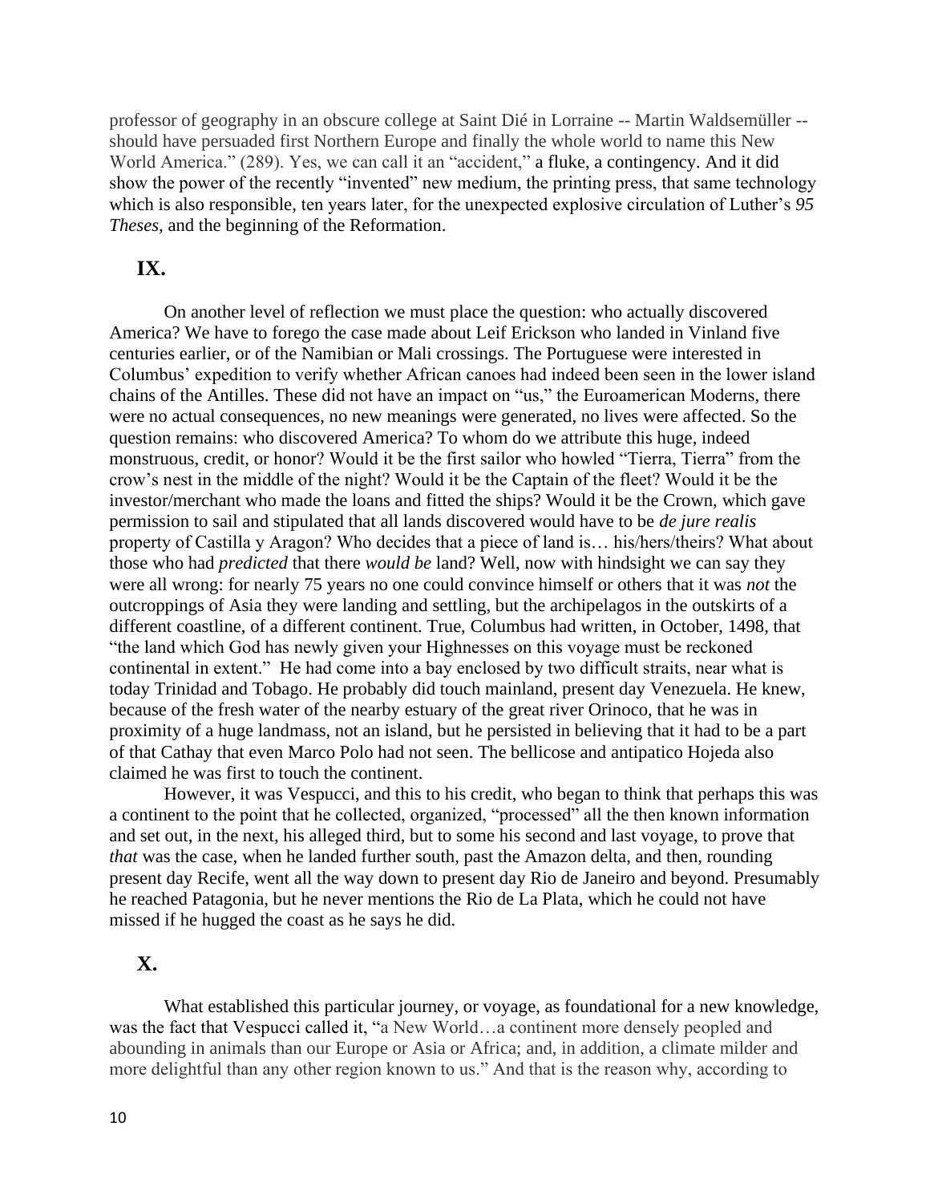professor of geography in an obscure college at Saint Dié in Lorraine -- Martin Waldsemüller -- should have persuaded first Northern Europe and finally the whole world to name this New World America." (289). Yes, we can call it an "accident," a fluke, a contingency. And it did show the power of the recently "invented" new medium, the printing press, that same technology which is also responsible, ten years later, for the unexpected explosive circulation of Luther's *95 Theses*, and the beginning of the Reformation.

## IX.

On another level of reflection we must place the question: who actually discovered America? We have to forego the case made about Leif Erickson who landed in Vinland five centuries earlier, or of the Namibian or Mali crossings. The Portuguese were interested in Columbus' expedition to verify whether African canoes had indeed been seen in the lower island chains of the Antilles. These did not have an impact on "us," the Euroamerican Moderns, there were no actual consequences, no new meanings were generated, no lives were affected. So the question remains: who discovered America? To whom do we attribute this huge, indeed monstruous, credit, or honor? Would it be the first sailor who howled "Tierra, Tierra" from the crow's nest in the middle of the night? Would it be the Captain of the fleet? Would it be the investor/merchant who made the loans and fitted the ships? Would it be the Crown, which gave permission to sail and stipulated that all lands discovered would have to be *de jure realis* property of Castilla y Aragon? Who decides that a piece of land is… his/hers/theirs? What about those who had *predicted* that there *would be* land? Well, now with hindsight we can say they were all wrong: for nearly 75 years no one could convince himself or others that it was *not* the outcroppings of Asia they were landing and settling, but the archipelagos in the outskirts of a different coastline, of a different continent. True, Columbus had written, in October, 1498, that "the land which God has newly given your Highnesses on this voyage must be reckoned continental in extent." He had come into a bay enclosed by two difficult straits, near what is today Trinidad and Tobago. He probably did touch mainland, present day Venezuela. He knew, because of the fresh water of the nearby estuary of the great river Orinoco, that he was in proximity of a huge landmass, not an island, but he persisted in believing that it had to be a part of that Cathay that even Marco Polo had not seen. The bellicose and antipatico Hojeda also claimed he was first to touch the continent.

However, it was Vespucci, and this to his credit, who began to think that perhaps this was a continent to the point that he collected, organized, "processed" all the then known information and set out, in the next, his alleged third, but to some his second and last voyage, to prove that *that* was the case, when he landed further south, past the Amazon delta, and then, rounding present day Recife, went all the way down to present day Rio de Janeiro and beyond. Presumably he reached Patagonia, but he never mentions the Rio de La Plata, which he could not have missed if he hugged the coast as he says he did.

## X.

What established this particular journey, or voyage, as foundational for a new knowledge, was the fact that Vespucci called it, "a New World…a continent more densely peopled and abounding in animals than our Europe or Asia or Africa; and, in addition, a climate milder and more delightful than any other region known to us." And that is the reason why, according to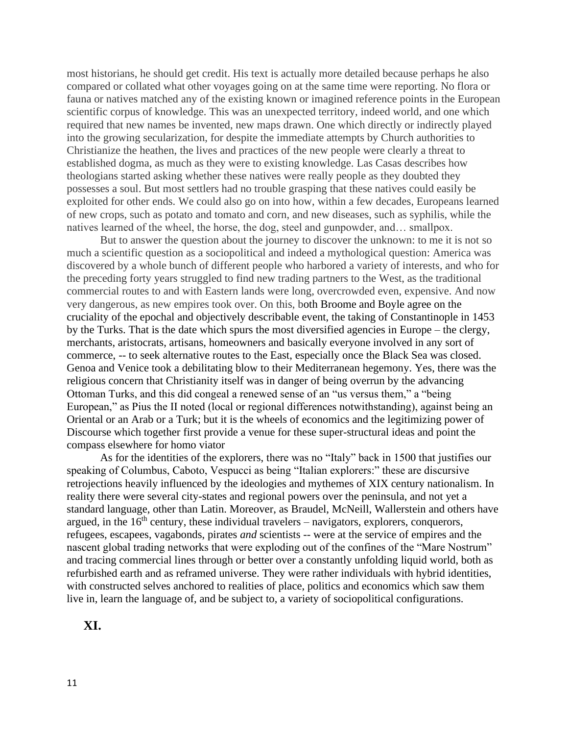most historians, he should get credit. His text is actually more detailed because perhaps he also compared or collated what other voyages going on at the same time were reporting. No flora or fauna or natives matched any of the existing known or imagined reference points in the European scientific corpus of knowledge. This was an unexpected territory, indeed world, and one which required that new names be invented, new maps drawn. One which directly or indirectly played into the growing secularization, for despite the immediate attempts by Church authorities to Christianize the heathen, the lives and practices of the new people were clearly a threat to established dogma, as much as they were to existing knowledge. Las Casas describes how theologians started asking whether these natives were really people as they doubted they possesses a soul. But most settlers had no trouble grasping that these natives could easily be exploited for other ends. We could also go on into how, within a few decades, Europeans learned of new crops, such as potato and tomato and corn, and new diseases, such as syphilis, while the natives learned of the wheel, the horse, the dog, steel and gunpowder, and… smallpox.

But to answer the question about the journey to discover the unknown: to me it is not so much a scientific question as a sociopolitical and indeed a mythological question: America was discovered by a whole bunch of different people who harbored a variety of interests, and who for the preceding forty years struggled to find new trading partners to the West, as the traditional commercial routes to and with Eastern lands were long, overcrowded even, expensive. And now very dangerous, as new empires took over. On this, both Broome and Boyle agree on the cruciality of the epochal and objectively describable event, the taking of Constantinople in 1453 by the Turks. That is the date which spurs the most diversified agencies in Europe – the clergy, merchants, aristocrats, artisans, homeowners and basically everyone involved in any sort of commerce, -- to seek alternative routes to the East, especially once the Black Sea was closed. Genoa and Venice took a debilitating blow to their Mediterranean hegemony. Yes, there was the religious concern that Christianity itself was in danger of being overrun by the advancing Ottoman Turks, and this did congeal a renewed sense of an "us versus them," a "being European," as Pius the II noted (local or regional differences notwithstanding), against being an Oriental or an Arab or a Turk; but it is the wheels of economics and the legitimizing power of Discourse which together first provide a venue for these super-structural ideas and point the compass elsewhere for homo viator

As for the identities of the explorers, there was no "Italy" back in 1500 that justifies our speaking of Columbus, Caboto, Vespucci as being "Italian explorers:" these are discursive retrojections heavily influenced by the ideologies and mythemes of XIX century nationalism. In reality there were several city-states and regional powers over the peninsula, and not yet a standard language, other than Latin. Moreover, as Braudel, McNeill, Wallerstein and others have argued, in the 16th century, these individual travelers – navigators, explorers, conquerors, refugees, escapees, vagabonds, pirates *and* scientists -- were at the service of empires and the nascent global trading networks that were exploding out of the confines of the "Mare Nostrum" and tracing commercial lines through or better over a constantly unfolding liquid world, both as refurbished earth and as reframed universe. They were rather individuals with hybrid identities, with constructed selves anchored to realities of place, politics and economics which saw them live in, learn the language of, and be subject to, a variety of sociopolitical configurations.

## XI.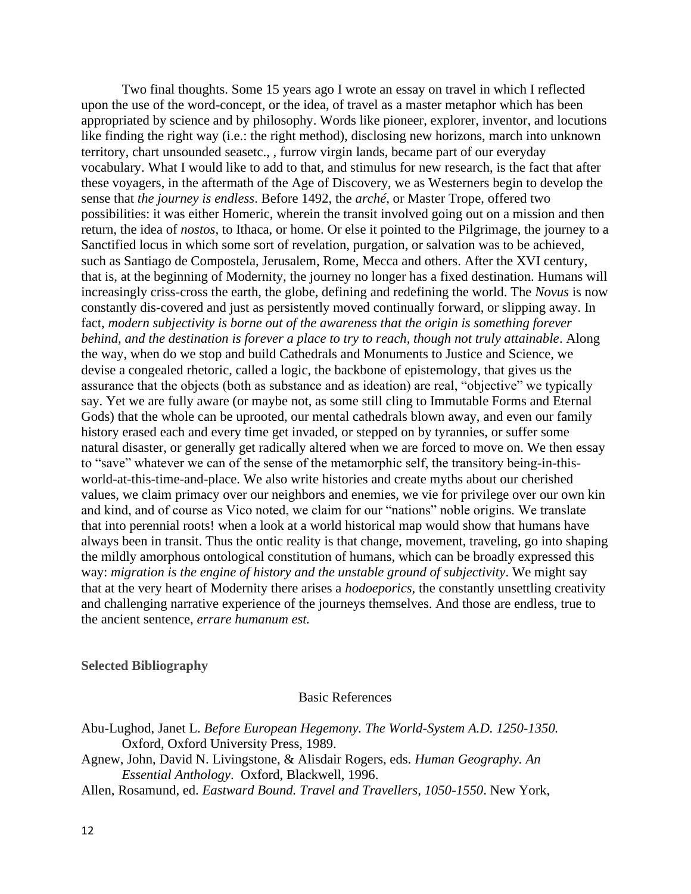Two final thoughts. Some 15 years ago I wrote an essay on travel in which I reflected upon the use of the word-concept, or the idea, of travel as a master metaphor which has been appropriated by science and by philosophy. Words like pioneer, explorer, inventor, and locutions like finding the right way (i.e.: the right method), disclosing new horizons, march into unknown territory, chart unsounded seasetc., , furrow virgin lands, became part of our everyday vocabulary. What I would like to add to that, and stimulus for new research, is the fact that after these voyagers, in the aftermath of the Age of Discovery, we as Westerners begin to develop the sense that *the journey is endless*. Before 1492, the *arché*, or Master Trope, offered two possibilities: it was either Homeric, wherein the transit involved going out on a mission and then return, the idea of *nostos*, to Ithaca, or home. Or else it pointed to the Pilgrimage, the journey to a Sanctified locus in which some sort of revelation, purgation, or salvation was to be achieved, such as Santiago de Compostela, Jerusalem, Rome, Mecca and others. After the XVI century, that is, at the beginning of Modernity, the journey no longer has a fixed destination. Humans will increasingly criss-cross the earth, the globe, defining and redefining the world. The *Novus* is now constantly dis-covered and just as persistently moved continually forward, or slipping away. In fact, *modern subjectivity is borne out of the awareness that the origin is something forever behind, and the destination is forever a place to try to reach, though not truly attainable*. Along the way, when do we stop and build Cathedrals and Monuments to Justice and Science, we devise a congealed rhetoric, called a logic, the backbone of epistemology, that gives us the assurance that the objects (both as substance and as ideation) are real, "objective" we typically say. Yet we are fully aware (or maybe not, as some still cling to Immutable Forms and Eternal Gods) that the whole can be uprooted, our mental cathedrals blown away, and even our family history erased each and every time get invaded, or stepped on by tyrannies, or suffer some natural disaster, or generally get radically altered when we are forced to move on. We then essay to "save" whatever we can of the sense of the metamorphic self, the transitory being-in-this-world-at-this-time-and-place. We also write histories and create myths about our cherished values, we claim primacy over our neighbors and enemies, we vie for privilege over our own kin and kind, and of course as Vico noted, we claim for our "nations" noble origins. We translate that into perennial roots! when a look at a world historical map would show that humans have always been in transit. Thus the ontic reality is that change, movement, traveling, go into shaping the mildly amorphous ontological constitution of humans, which can be broadly expressed this way: *migration is the engine of history and the unstable ground of subjectivity*. We might say that at the very heart of Modernity there arises a *hodoeporics*, the constantly unsettling creativity and challenging narrative experience of the journeys themselves. And those are endless, true to the ancient sentence, *errare humanum est.*

## Selected Bibliography

### Basic References

Abu-Lughod, Janet L. *Before European Hegemony. The World-System A.D. 1250-1350.* Oxford, Oxford University Press, 1989.

Agnew, John, David N. Livingstone, & Alisdair Rogers, eds. *Human Geography. An Essential Anthology*. Oxford, Blackwell, 1996.

Allen, Rosamund, ed. *Eastward Bound. Travel and Travellers, 1050-1550*. New York,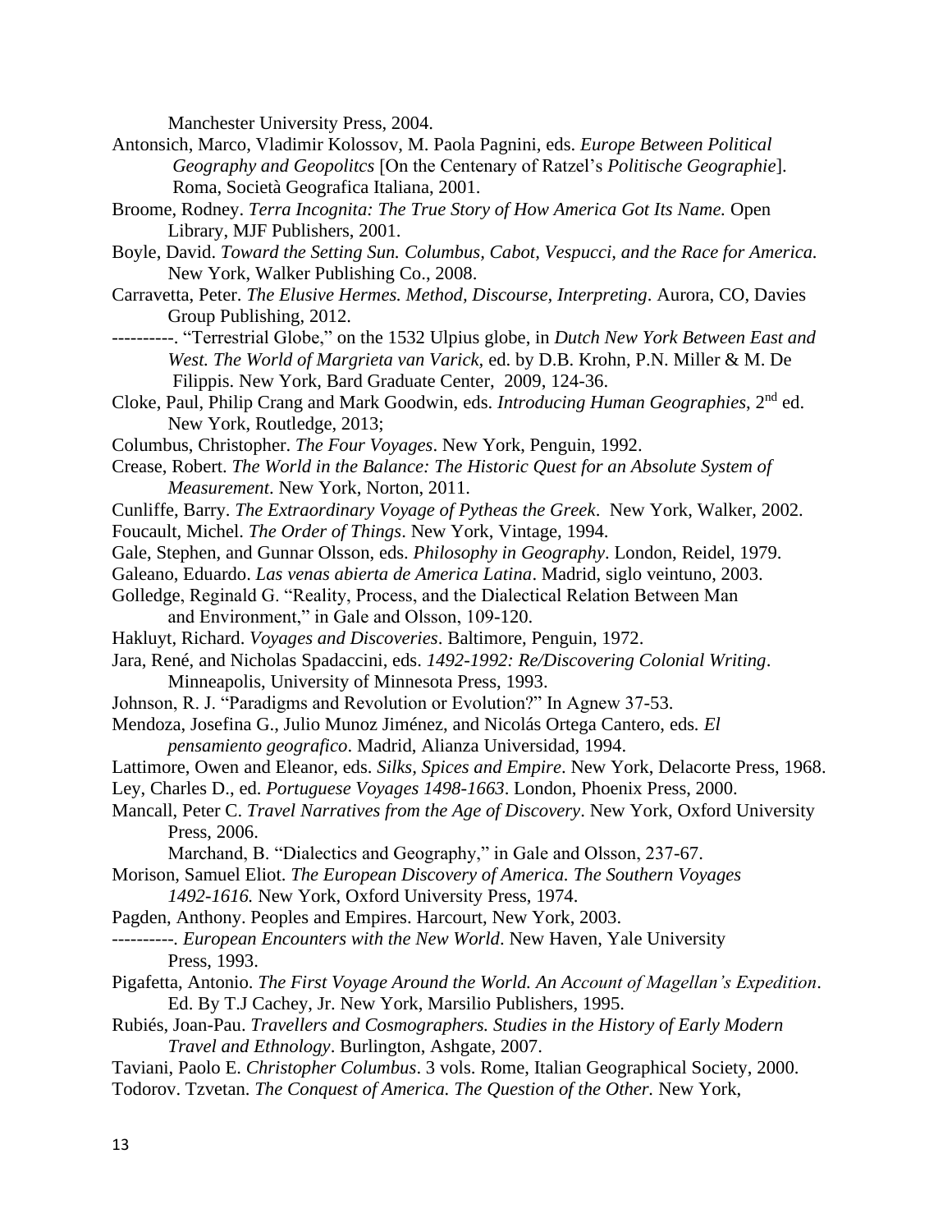Manchester University Press, 2004.

Antonsich, Marco, Vladimir Kolossov, M. Paola Pagnini, eds. *Europe Between Political Geography and Geopolitcs* [On the Centenary of Ratzel's *Politische Geographie*]. Roma, Società Geografica Italiana, 2001.

Broome, Rodney. *Terra Incognita: The True Story of How America Got Its Name.* Open Library, MJF Publishers, 2001.

Boyle, David. *Toward the Setting Sun. Columbus, Cabot, Vespucci, and the Race for America.* New York, Walker Publishing Co., 2008.

Carravetta, Peter. *The Elusive Hermes. Method, Discourse, Interpreting*. Aurora, CO, Davies Group Publishing, 2012.

----------. "Terrestrial Globe," on the 1532 Ulpius globe, in *Dutch New York Between East and West. The World of Margrieta van Varick,* ed. by D.B. Krohn, P.N. Miller & M. De Filippis. New York, Bard Graduate Center, 2009, 124-36.

Cloke, Paul, Philip Crang and Mark Goodwin, eds. *Introducing Human Geographies,* 2nd ed. New York, Routledge, 2013;

Columbus, Christopher. *The Four Voyages*. New York, Penguin, 1992.

Crease, Robert. *The World in the Balance: The Historic Quest for an Absolute System of Measurement*. New York, Norton, 2011.

Cunliffe, Barry. *The Extraordinary Voyage of Pytheas the Greek*. New York, Walker, 2002.

Foucault, Michel. *The Order of Things*. New York, Vintage, 1994.

Gale, Stephen, and Gunnar Olsson, eds. *Philosophy in Geography*. London, Reidel, 1979.

Galeano, Eduardo. *Las venas abierta de America Latina*. Madrid, siglo veintuno, 2003.

Golledge, Reginald G. "Reality, Process, and the Dialectical Relation Between Man and Environment," in Gale and Olsson, 109-120.

Hakluyt, Richard. *Voyages and Discoveries*. Baltimore, Penguin, 1972.

Jara, René, and Nicholas Spadaccini, eds. *1492-1992: Re/Discovering Colonial Writing*. Minneapolis, University of Minnesota Press, 1993.

Johnson, R. J. "Paradigms and Revolution or Evolution?" In Agnew 37-53.

Mendoza, Josefina G., Julio Munoz Jiménez, and Nicolás Ortega Cantero, eds. *El pensamiento geografico*. Madrid, Alianza Universidad, 1994.

Lattimore, Owen and Eleanor, eds. *Silks, Spices and Empire*. New York, Delacorte Press, 1968.

Ley, Charles D., ed. *Portuguese Voyages 1498-1663*. London, Phoenix Press, 2000.

Mancall, Peter C. *Travel Narratives from the Age of Discovery*. New York, Oxford University Press, 2006.

Marchand, B. "Dialectics and Geography," in Gale and Olsson, 237-67.

Morison, Samuel Eliot. *The European Discovery of America. The Southern Voyages 1492-1616.* New York, Oxford University Press, 1974.

Pagden, Anthony. Peoples and Empires. Harcourt, New York, 2003.

----------. *European Encounters with the New World*. New Haven, Yale University Press, 1993.

Pigafetta, Antonio. *The First Voyage Around the World. An Account of Magellan's Expedition*. Ed. By T.J Cachey, Jr. New York, Marsilio Publishers, 1995.

Rubiés, Joan-Pau. *Travellers and Cosmographers. Studies in the History of Early Modern Travel and Ethnology*. Burlington, Ashgate, 2007.

Taviani, Paolo E. *Christopher Columbus*. 3 vols. Rome, Italian Geographical Society, 2000.

Todorov. Tzvetan. *The Conquest of America. The Question of the Other.* New York,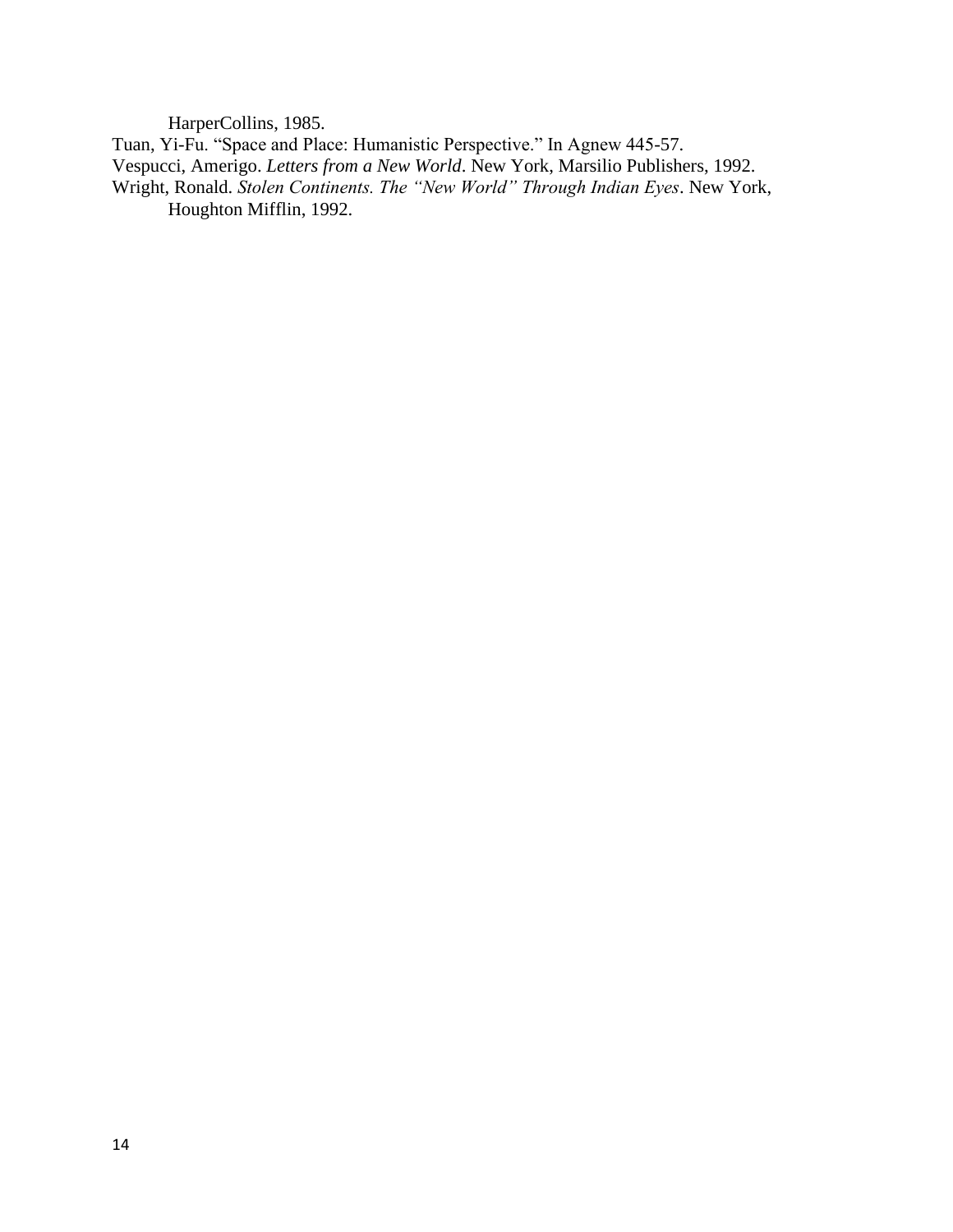HarperCollins, 1985.

Tuan, Yi-Fu. "Space and Place: Humanistic Perspective." In Agnew 445-57.

Vespucci, Amerigo. *Letters from a New World*. New York, Marsilio Publishers, 1992.

Wright, Ronald. *Stolen Continents. The "New World" Through Indian Eyes*. New York, Houghton Mifflin, 1992.